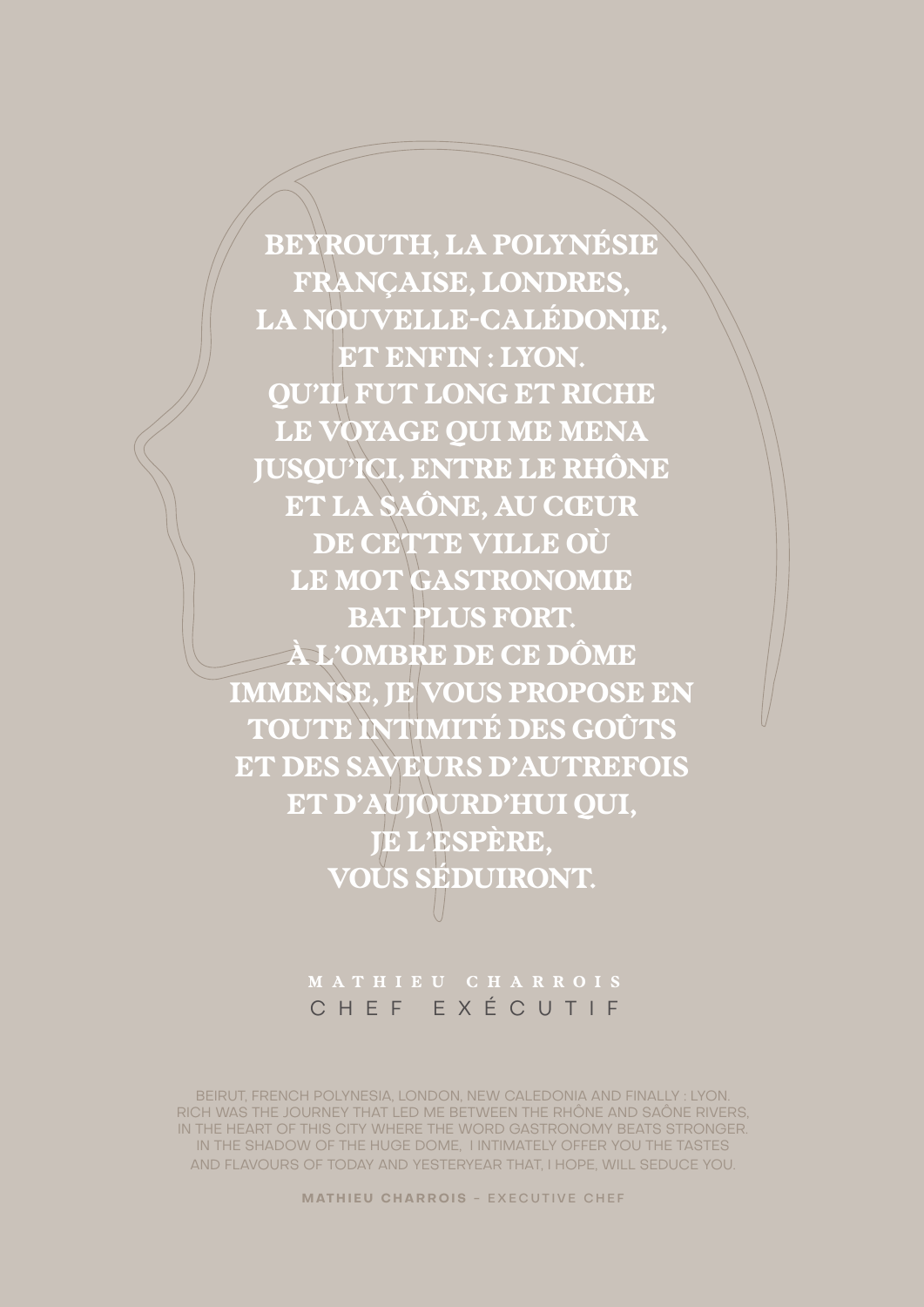BEYROUTH, LA POLYNÉSIE
FRANÇAISE, LONDRES,
LA NOUVELLE-CALÉDONIE,
ET ENFIN : LYON.
QU'IL FUT LONG ET RICHE
LE VOYAGE QUI ME MENA
JUSQU'ICI, ENTRE LE RHÔNE
ET LA SAÔNE, AU CŒUR
DE CETTE VILLE OÙ
LE MOT GASTRONOMIE
BAT PLUS FORT.
À L'OMBRE DE CE DÔME
IMMENSE, JE VOUS PROPOSE EN
TOUTE INTIMITÉ DES GOÛTS
ET DES SAVEURS D'AUTREFOIS
ET D'AUJOURD'HUI QUI,
JE L'ESPÈRE,
VOUS SÉDUIRONT.

MATHIEU CHARROIS
CHEF EXÉCUTIF

BEIRUT, FRENCH POLYNESIA, LONDON, NEW CALEDONIA AND FINALLY : LYON.
RICH WAS THE JOURNEY THAT LED ME BETWEEN THE RHÔNE AND SAÔNE RIVERS,
IN THE HEART OF THIS CITY WHERE THE WORD GASTRONOMY BEATS STRONGER.
IN THE SHADOW OF THE HUGE DOME, I INTIMATELY OFFER YOU THE TASTES
AND FLAVOURS OF TODAY AND YESTERYEAR THAT, I HOPE, WILL SEDUCE YOU.

**MATHIEU CHARROIS** - EXECUTIVE CHEF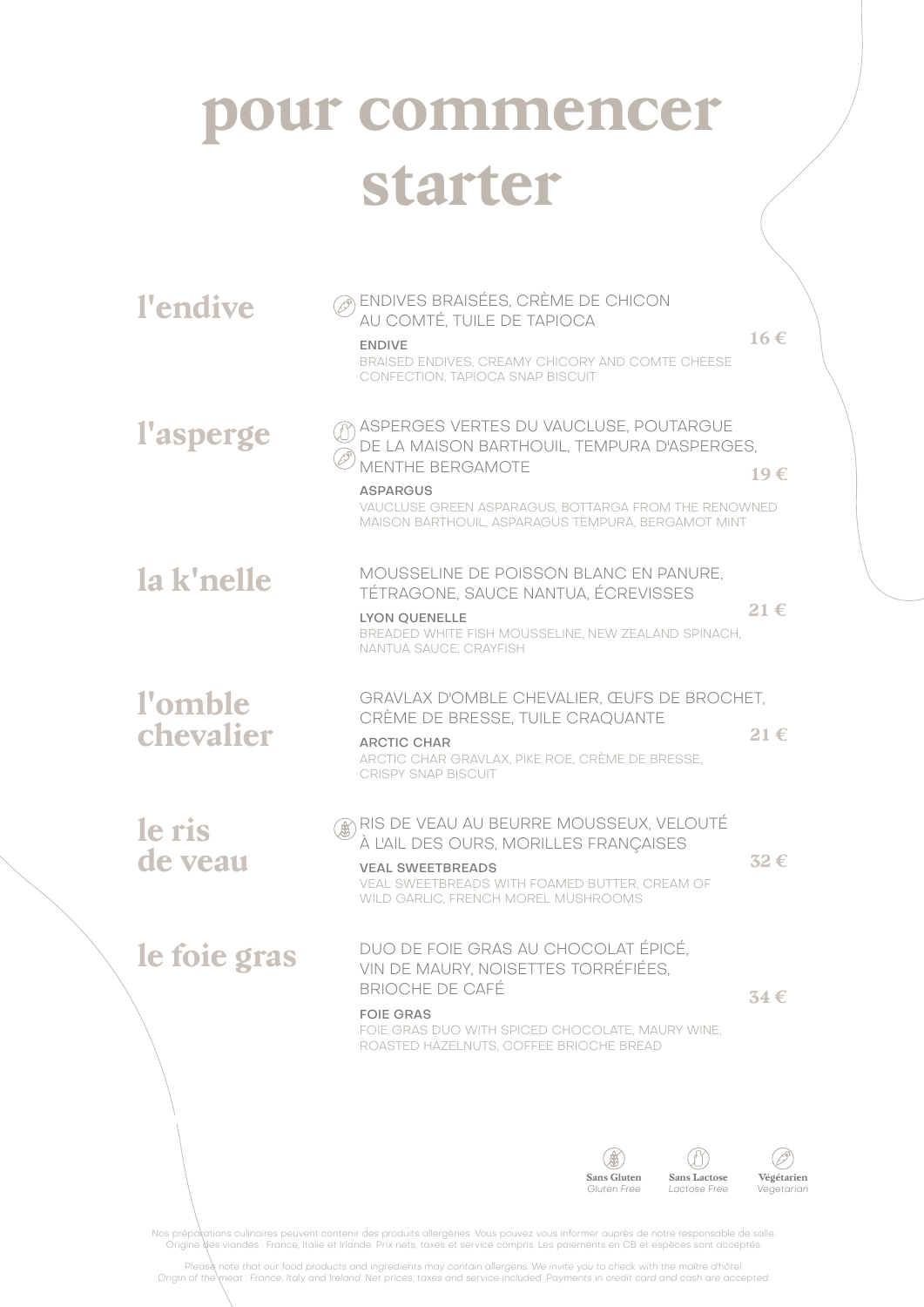# pour commencer
# starter

## l'endive

ENDIVES BRAISÉES, CRÈME DE CHICON AU COMTÉ, TUILE DE TAPIOCA

**ENDIVE**

BRAISED ENDIVES, CREAMY CHICORY AND COMTE CHEESE CONFECTION, TAPIOCA SNAP BISCUIT

16 €

## l'asperge

ASPERGES VERTES DU VAUCLUSE, POUTARGUE DE LA MAISON BARTHOUIL, TEMPURA D'ASPERGES, MENTHE BERGAMOTE

**ASPARAGUS**

VAUCLUSE GREEN ASPARAGUS, BOTTARGA FROM THE RENOWNED MAISON BARTHOUIL, ASPARAGUS TEMPURA, BERGAMOT MINT

19 €

## la k'nelle

MOUSSELINE DE POISSON BLANC EN PANURE, TÉTRAGONE, SAUCE NANTUA, ÉCREVISSES

**LYON QUENELLE**

BREADED WHITE FISH MOUSSELINE, NEW ZEALAND SPINACH, NANTUA SAUCE, CRAYFISH

21 €

## l'omble chevalier

GRAVLAX D'OMBLE CHEVALIER, ŒUFS DE BROCHET, CRÈME DE BRESSE, TUILE CRAQUANTE

**ARCTIC CHAR**

ARCTIC CHAR GRAVLAX, PIKE ROE, CRÈME DE BRESSE, CRISPY SNAP BISCUIT

21 €

## le ris de veau

RIS DE VEAU AU BEURRE MOUSSEUX, VELOUTÉ À L'AIL DES OURS, MORILLES FRANÇAISES

**VEAL SWEETBREADS**

VEAL SWEETBREADS WITH FOAMED BUTTER, CREAM OF WILD GARLIC, FRENCH MOREL MUSHROOMS

32 €

## le foie gras

DUO DE FOIE GRAS AU CHOCOLAT ÉPICÉ, VIN DE MAURY, NOISETTES TORRÉFIÉES, BRIOCHE DE CAFÉ

**FOIE GRAS**

FOIE GRAS DUO WITH SPICED CHOCOLATE, MAURY WINE, ROASTED HAZELNUTS, COFFEE BRIOCHE BREAD

34 €

**Sans Gluten** *Gluten Free* — **Sans Lactose** *Lactose Free* — **Végétarien** *Vegetarian*

Nos préparations culinaires peuvent contenir des produits allergènes. Vous pouvez vous informer auprès de notre responsable de salle. Origine des viandes : France, Italie et Irlande. Prix nets, taxes et service compris. Les paiements en CB et espèces sont acceptés.

*Please note that our food products and ingredients may contain allergens. We invite you to check with the maître d'hôtel. Origin of the meat : France, Italy and Ireland. Net prices, taxes and service included. Payments in credit card and cash are accepted.*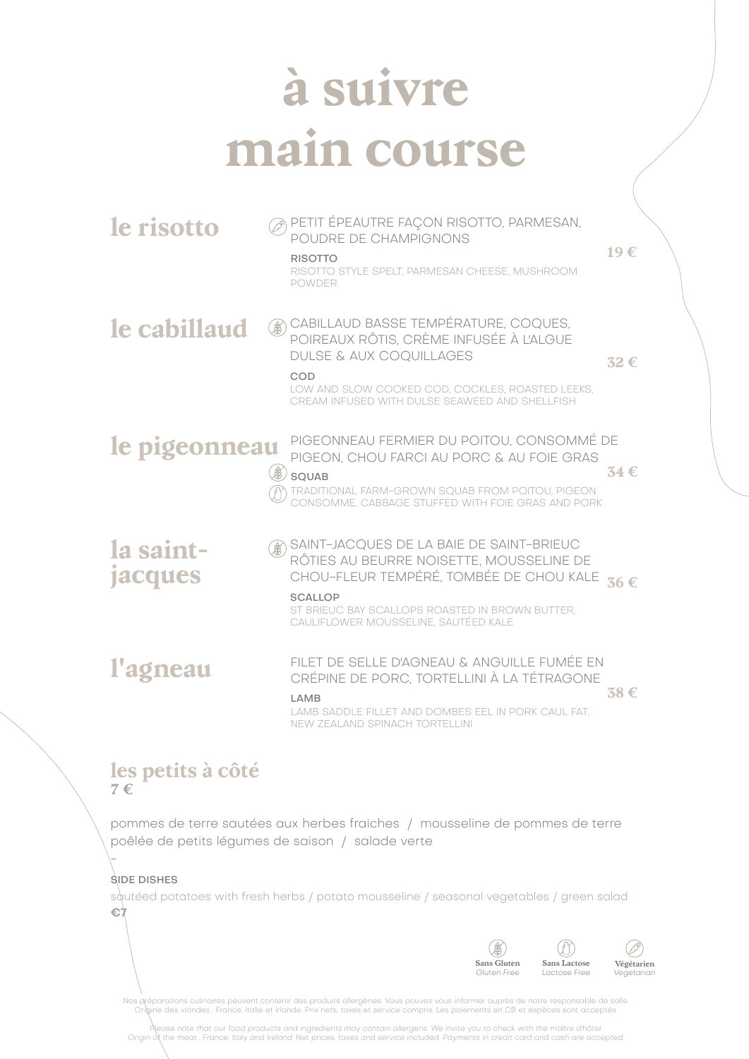# à suivre
# main course

## le risotto

PETIT ÉPEAUTRE FAÇON RISOTTO, PARMESAN, POUDRE DE CHAMPIGNONS

**RISOTTO**

RISOTTO STYLE SPELT, PARMESAN CHEESE, MUSHROOM POWDER

**19 €**

## le cabillaud

CABILLAUD BASSE TEMPÉRATURE, COQUES, POIREAUX RÔTIS, CRÈME INFUSÉE À L'ALGUE DULSE & AUX COQUILLAGES

**COD**

LOW AND SLOW COOKED COD, COCKLES, ROASTED LEEKS, CREAM INFUSED WITH DULSE SEAWEED AND SHELLFISH

**32 €**

## le pigeonneau

PIGEONNEAU FERMIER DU POITOU, CONSOMMÉ DE PIGEON, CHOU FARCI AU PORC & AU FOIE GRAS

**SQUAB**

TRADITIONAL FARM-GROWN SQUAB FROM POITOU, PIGEON CONSOMME, CABBAGE STUFFED WITH FOIE GRAS AND PORK

**34 €**

## la saint-jacques

SAINT-JACQUES DE LA BAIE DE SAINT-BRIEUC RÔTIES AU BEURRE NOISETTE, MOUSSELINE DE CHOU-FLEUR TEMPÉRÉ, TOMBÉE DE CHOU KALE

**SCALLOP**

ST BRIEUC BAY SCALLOPS ROASTED IN BROWN BUTTER, CAULIFLOWER MOUSSELINE, SAUTÉED KALE

**36 €**

## l'agneau

FILET DE SELLE D'AGNEAU & ANGUILLE FUMÉE EN CRÉPINE DE PORC, TORTELLINI À LA TÉTRAGONE

**LAMB**

LAMB SADDLE FILLET AND DOMBES EEL IN PORK CAUL FAT, NEW ZEALAND SPINACH TORTELLINI

**38 €**

## les petits à côté
**7 €**

pommes de terre sautées aux herbes fraiches / mousseline de pommes de terre
poêlée de petits légumes de saison / salade verte

-

**SIDE DISHES**

sautéed potatoes with fresh herbs / potato mousseline / seasonal vegetables / green salad
**€7**

**Sans Gluten** *Gluten Free* | **Sans Lactose** *Lactose Free* | **Végétarien** *Vegetarian*

Nos préparations culinaires peuvent contenir des produits allergènes. Vous pouvez vous informer auprès de notre responsable de salle. Origine des viandes : France, Italie et Irlande. Prix nets, taxes et service compris. Les paiements en CB et espèces sont acceptés.

*Please note that our food products and ingredients may contain allergens. We invite you to check with the maître d'hôtel. Origin of the meat : France, Italy and Ireland. Net prices, taxes and service included. Payments in credit card and cash are accepted.*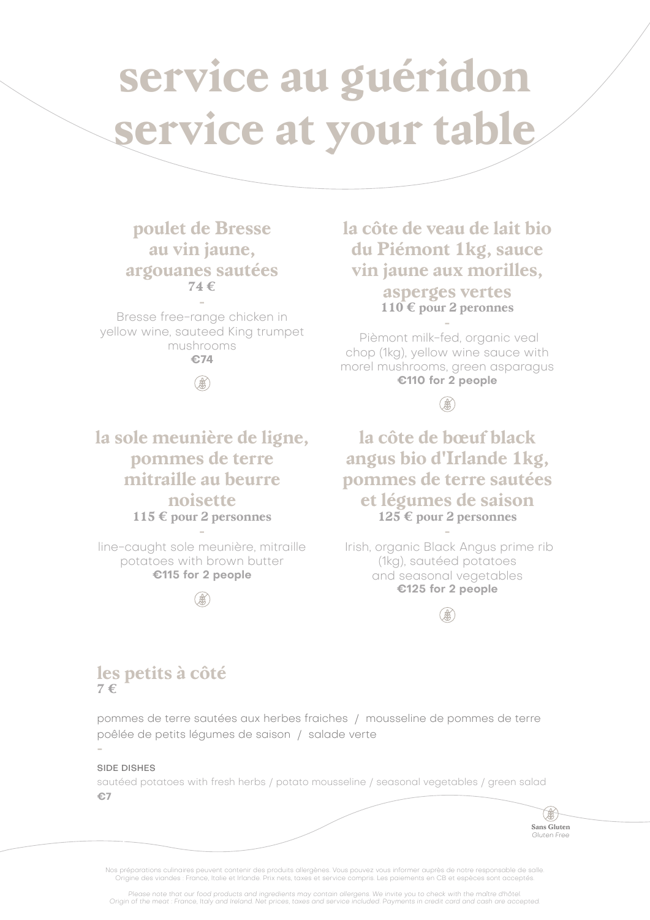# service au guéridon
# service at your table

### poulet de Bresse au vin jaune, argouanes sautées
**74 €**

-

Bresse free-range chicken in yellow wine, sauteed King trumpet mushrooms
**€74**

### la côte de veau de lait bio du Piémont 1kg, sauce vin jaune aux morilles, asperges vertes
**110 € pour 2 peronnes**

-

Pièmont milk-fed, organic veal chop (1kg), yellow wine sauce with morel mushrooms, green asparagus
**€110 for 2 people**

### la sole meunière de ligne, pommes de terre mitraille au beurre noisette
**115 € pour 2 personnes**

-

line-caught sole meunière, mitraille potatoes with brown butter
**€115 for 2 people**

### la côte de bœuf black angus bio d'Irlande 1kg, pommes de terre sautées et légumes de saison
**125 € pour 2 personnes**

-

Irish, organic Black Angus prime rib (1kg), sautéed potatoes and seasonal vegetables
**€125 for 2 people**

### les petits à côté
**7 €**

pommes de terre sautées aux herbes fraiches / mousseline de pommes de terre
poêlée de petits légumes de saison / salade verte

-

SIDE DISHES
sautéed potatoes with fresh herbs / potato mousseline / seasonal vegetables / green salad
**€7**

**Sans Gluten**
*Gluten Free*

Nos préparations culinaires peuvent contenir des produits allergènes. Vous pouvez vous informer auprès de notre responsable de salle.
Origine des viandes : France, Italie et Irlande. Prix nets, taxes et service compris. Les paiements en CB et espèces sont acceptés.

*Please note that our food products and ingredients may contain allergens. We invite you to check with the maître d'hôtel.*
*Origin of the meat : France, Italy and Ireland. Net prices, taxes and service included. Payments in credit card and cash are accepted.*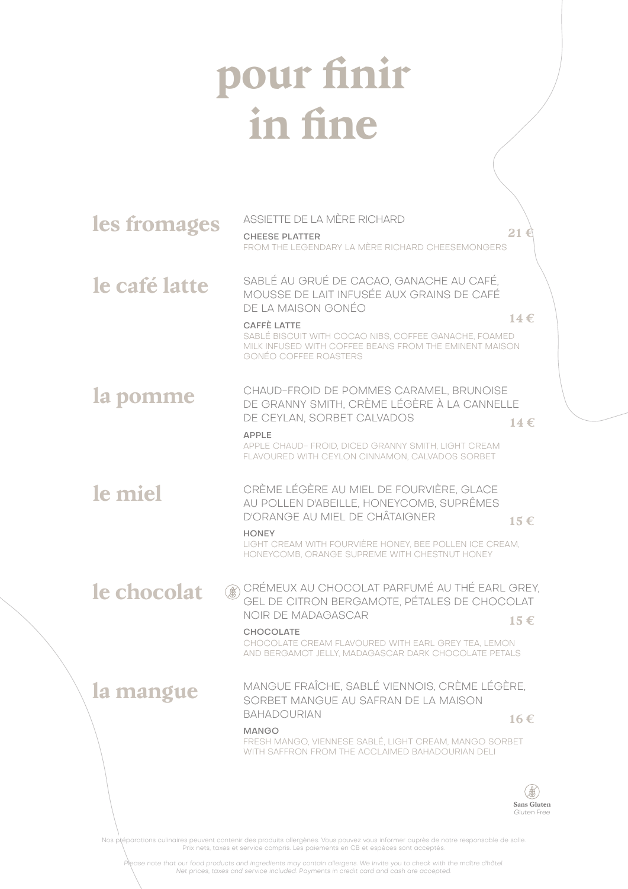# pour finir
# in fine

## les fromages

ASSIETTE DE LA MÈRE RICHARD

**CHEESE PLATTER**
FROM THE LEGENDARY LA MÈRE RICHARD CHEESEMONGERS

**21 €**

## le café latte

SABLÉ AU GRUÉ DE CACAO, GANACHE AU CAFÉ, MOUSSE DE LAIT INFUSÉE AUX GRAINS DE CAFÉ DE LA MAISON GONÉO

**CAFFÈ LATTE**
SABLÉ BISCUIT WITH COCAO NIBS, COFFEE GANACHE, FOAMED MILK INFUSED WITH COFFEE BEANS FROM THE EMINENT MAISON GONÉO COFFEE ROASTERS

**14 €**

## la pomme

CHAUD-FROID DE POMMES CARAMEL, BRUNOISE DE GRANNY SMITH, CRÈME LÉGÈRE À LA CANNELLE DE CEYLAN, SORBET CALVADOS

**APPLE**
APPLE CHAUD- FROID, DICED GRANNY SMITH, LIGHT CREAM FLAVOURED WITH CEYLON CINNAMON, CALVADOS SORBET

**14 €**

## le miel

CRÈME LÉGÈRE AU MIEL DE FOURVIÈRE, GLACE AU POLLEN D'ABEILLE, HONEYCOMB, SUPRÊMES D'ORANGE AU MIEL DE CHÂTAIGNER

**HONEY**
LIGHT CREAM WITH FOURVIÈRE HONEY, BEE POLLEN ICE CREAM, HONEYCOMB, ORANGE SUPREME WITH CHESTNUT HONEY

**15 €**

## le chocolat

(Sans Gluten) CRÉMEUX AU CHOCOLAT PARFUMÉ AU THÉ EARL GREY, GEL DE CITRON BERGAMOTE, PÉTALES DE CHOCOLAT NOIR DE MADAGASCAR

**CHOCOLATE**
CHOCOLATE CREAM FLAVOURED WITH EARL GREY TEA, LEMON AND BERGAMOT JELLY, MADAGASCAR DARK CHOCOLATE PETALS

**15 €**

## la mangue

MANGUE FRAÎCHE, SABLÉ VIENNOIS, CRÈME LÉGÈRE, SORBET MANGUE AU SAFRAN DE LA MAISON BAHADOURIAN

**MANGO**
FRESH MANGO, VIENNESE SABLÉ, LIGHT CREAM, MANGO SORBET WITH SAFFRON FROM THE ACCLAIMED BAHADOURIAN DELI

**16 €**

**Sans Gluten**
*Gluten Free*

Nos préparations culinaires peuvent contenir des produits allergènes. Vous pouvez vous informer auprès de notre responsable de salle. Prix nets, taxes et service compris. Les paiements en CB et espèces sont acceptés.

*Please note that our food products and ingredients may contain allergens. We invite you to check with the maître d'hôtel. Net prices, taxes and service included. Payments in credit card and cash are accepted.*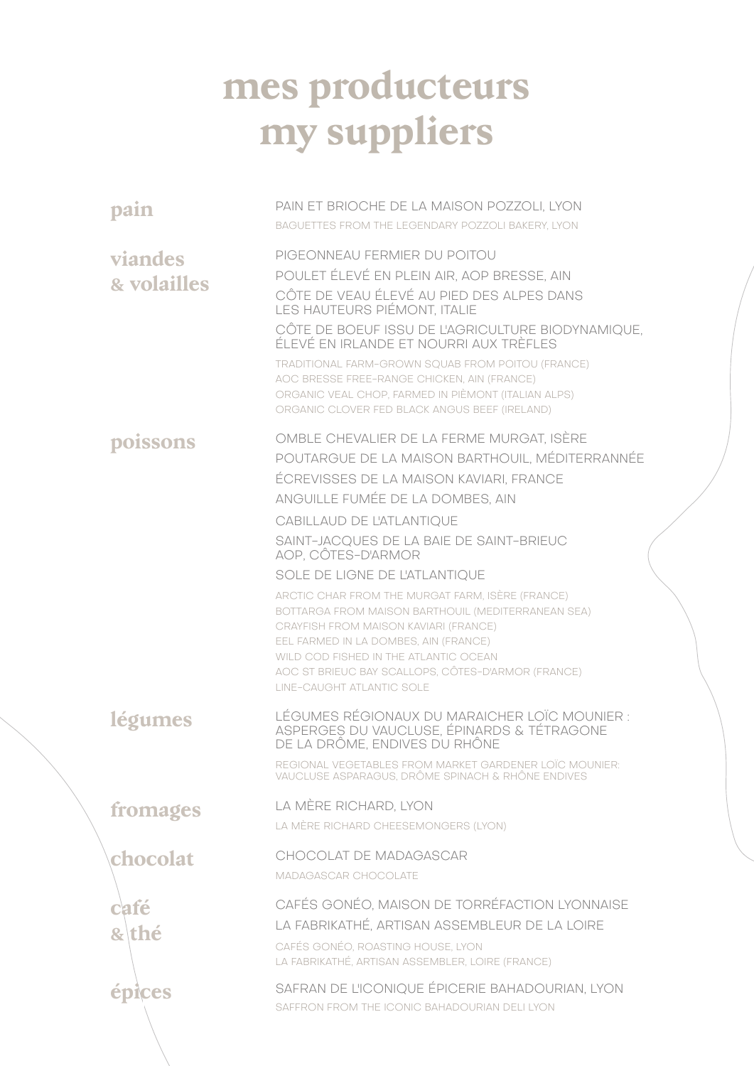# mes producteurs
# my suppliers

## pain

PAIN ET BRIOCHE DE LA MAISON POZZOLI, LYON

BAGUETTES FROM THE LEGENDARY POZZOLI BAKERY, LYON

## viandes & volailles

PIGEONNEAU FERMIER DU POITOU

POULET ÉLEVÉ EN PLEIN AIR, AOP BRESSE, AIN

CÔTE DE VEAU ÉLEVÉ AU PIED DES ALPES DANS LES HAUTEURS PIÉMONT, ITALIE

CÔTE DE BOEUF ISSU DE L'AGRICULTURE BIODYNAMIQUE, ÉLEVÉ EN IRLANDE ET NOURRI AUX TRÈFLES

TRADITIONAL FARM-GROWN SQUAB FROM POITOU (FRANCE)
AOC BRESSE FREE-RANGE CHICKEN, AIN (FRANCE)
ORGANIC VEAL CHOP, FARMED IN PIÈMONT (ITALIAN ALPS)
ORGANIC CLOVER FED BLACK ANGUS BEEF (IRELAND)

## poissons

OMBLE CHEVALIER DE LA FERME MURGAT, ISÈRE

POUTARGUE DE LA MAISON BARTHOUIL, MÉDITERRANNÉE

ÉCREVISSES DE LA MAISON KAVIARI, FRANCE

ANGUILLE FUMÉE DE LA DOMBES, AIN

CABILLAUD DE L'ATLANTIQUE

SAINT-JACQUES DE LA BAIE DE SAINT-BRIEUC AOP, CÔTES-D'ARMOR

SOLE DE LIGNE DE L'ATLANTIQUE

ARCTIC CHAR FROM THE MURGAT FARM, ISÈRE (FRANCE)
BOTTARGA FROM MAISON BARTHOUIL (MEDITERRANEAN SEA)
CRAYFISH FROM MAISON KAVIARI (FRANCE)
EEL FARMED IN LA DOMBES, AIN (FRANCE)
WILD COD FISHED IN THE ATLANTIC OCEAN
AOC ST BRIEUC BAY SCALLOPS, CÔTES-D'ARMOR (FRANCE)
LINE-CAUGHT ATLANTIC SOLE

## légumes

LÉGUMES RÉGIONAUX DU MARAICHER LOÏC MOUNIER : ASPERGES DU VAUCLUSE, ÉPINARDS & TÉTRAGONE DE LA DRÔME, ENDIVES DU RHÔNE

REGIONAL VEGETABLES FROM MARKET GARDENER LOÏC MOUNIER: VAUCLUSE ASPARAGUS, DRÔME SPINACH & RHÔNE ENDIVES

## fromages

LA MÈRE RICHARD, LYON

LA MÈRE RICHARD CHEESEMONGERS (LYON)

## chocolat

CHOCOLAT DE MADAGASCAR

MADAGASCAR CHOCOLATE

## café & thé

CAFÉS GONÉO, MAISON DE TORRÉFACTION LYONNAISE

LA FABRIKATHÉ, ARTISAN ASSEMBLEUR DE LA LOIRE

CAFÉS GONÉO, ROASTING HOUSE, LYON
LA FABRIKATHÉ, ARTISAN ASSEMBLER, LOIRE (FRANCE)

## épices

SAFRAN DE L'ICONIQUE ÉPICERIE BAHADOURIAN, LYON

SAFFRON FROM THE ICONIC BAHADOURIAN DELI LYON